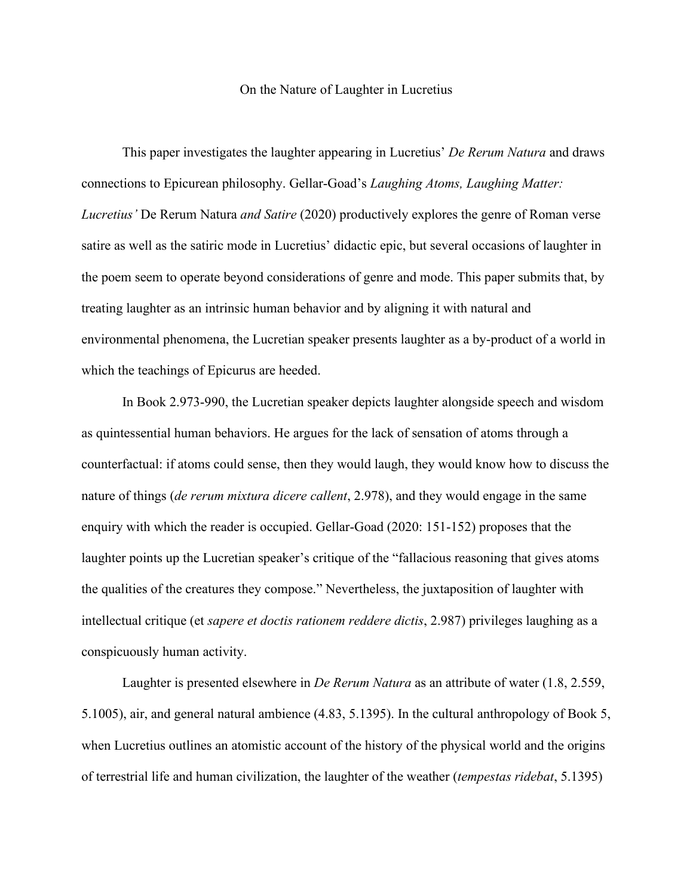# On the Nature of Laughter in Lucretius

This paper investigates the laughter appearing in Lucretius' *De Rerum Natura* and draws connections to Epicurean philosophy. Gellar-Goad's *Laughing Atoms, Laughing Matter: Lucretius'* De Rerum Natura *and Satire* (2020) productively explores the genre of Roman verse satire as well as the satiric mode in Lucretius' didactic epic, but several occasions of laughter in the poem seem to operate beyond considerations of genre and mode. This paper submits that, by treating laughter as an intrinsic human behavior and by aligning it with natural and environmental phenomena, the Lucretian speaker presents laughter as a by-product of a world in which the teachings of Epicurus are heeded.

In Book 2.973-990, the Lucretian speaker depicts laughter alongside speech and wisdom as quintessential human behaviors. He argues for the lack of sensation of atoms through a counterfactual: if atoms could sense, then they would laugh, they would know how to discuss the nature of things (*de rerum mixtura dicere callent*, 2.978), and they would engage in the same enquiry with which the reader is occupied. Gellar-Goad (2020: 151-152) proposes that the laughter points up the Lucretian speaker's critique of the "fallacious reasoning that gives atoms the qualities of the creatures they compose." Nevertheless, the juxtaposition of laughter with intellectual critique (et *sapere et doctis rationem reddere dictis*, 2.987) privileges laughing as a conspicuously human activity.

Laughter is presented elsewhere in *De Rerum Natura* as an attribute of water (1.8, 2.559, 5.1005), air, and general natural ambience (4.83, 5.1395). In the cultural anthropology of Book 5, when Lucretius outlines an atomistic account of the history of the physical world and the origins of terrestrial life and human civilization, the laughter of the weather (*tempestas ridebat*, 5.1395)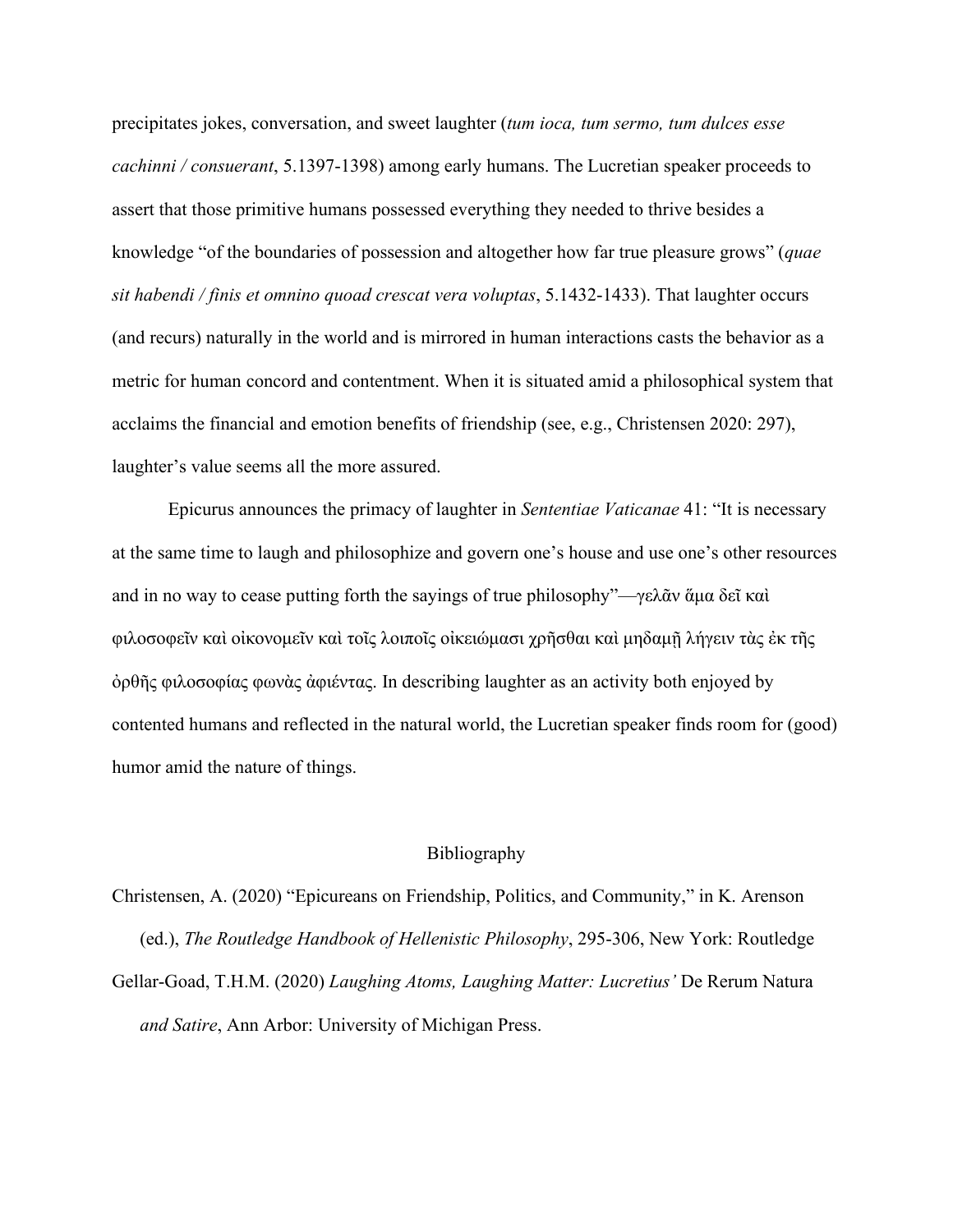precipitates jokes, conversation, and sweet laughter (*tum ioca, tum sermo, tum dulces esse cachinni / consuerant*, 5.1397-1398) among early humans. The Lucretian speaker proceeds to assert that those primitive humans possessed everything they needed to thrive besides a knowledge "of the boundaries of possession and altogether how far true pleasure grows" (*quae sit habendi / finis et omnino quoad crescat vera voluptas*, 5.1432-1433). That laughter occurs (and recurs) naturally in the world and is mirrored in human interactions casts the behavior as a metric for human concord and contentment. When it is situated amid a philosophical system that acclaims the financial and emotion benefits of friendship (see, e.g., Christensen 2020: 297), laughter's value seems all the more assured.

Epicurus announces the primacy of laughter in *Sententiae Vaticanae* 41: "It is necessary at the same time to laugh and philosophize and govern one's house and use one's other resources and in no way to cease putting forth the sayings of true philosophy"—γελᾶν ἅμα δεῖ καὶ φιλοσοφεῖν καὶ οἰκονομεῖν καὶ τοῖς λοιποῖς οἰκειώμασι χρῆσθαι καὶ μηδαμῇ λήγειν τὰς ἐκ τῆς ὀρθῆς φιλοσοφίας φωνὰς ἀφιέντας. In describing laughter as an activity both enjoyed by contented humans and reflected in the natural world, the Lucretian speaker finds room for (good) humor amid the nature of things.

## Bibliography

Christensen, A. (2020) "Epicureans on Friendship, Politics, and Community," in K. Arenson (ed.), *The Routledge Handbook of Hellenistic Philosophy*, 295-306, New York: Routledge

Gellar-Goad, T.H.M. (2020) *Laughing Atoms, Laughing Matter: Lucretius'* De Rerum Natura *and Satire*, Ann Arbor: University of Michigan Press.